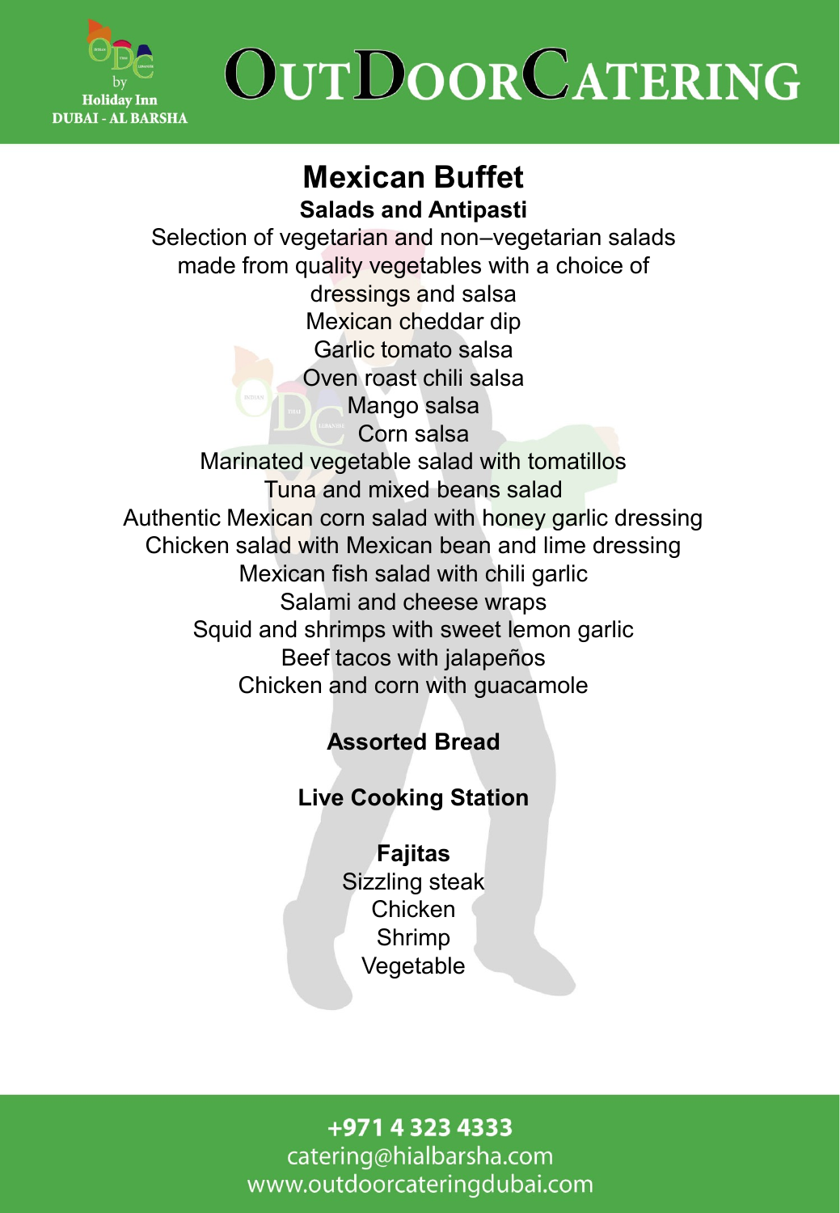# OutDoorCatering

## Mexican Buffet

### Salads and Antipasti

Selection of vegetarian and non–vegetarian salads made from quality vegetables with a choice of dressings and salsa
Mexican cheddar dip
Garlic tomato salsa
Oven roast chili salsa
Mango salsa
Corn salsa
Marinated vegetable salad with tomatillos
Tuna and mixed beans salad
Authentic Mexican corn salad with honey garlic dressing
Chicken salad with Mexican bean and lime dressing
Mexican fish salad with chili garlic
Salami and cheese wraps
Squid and shrimps with sweet lemon garlic
Beef tacos with jalapeños
Chicken and corn with guacamole

### Assorted Bread

### Live Cooking Station

**Fajitas**
Sizzling steak
Chicken
Shrimp
Vegetable

+971 4 323 4333
catering@hialbarsha.com
www.outdoorcateringdubai.com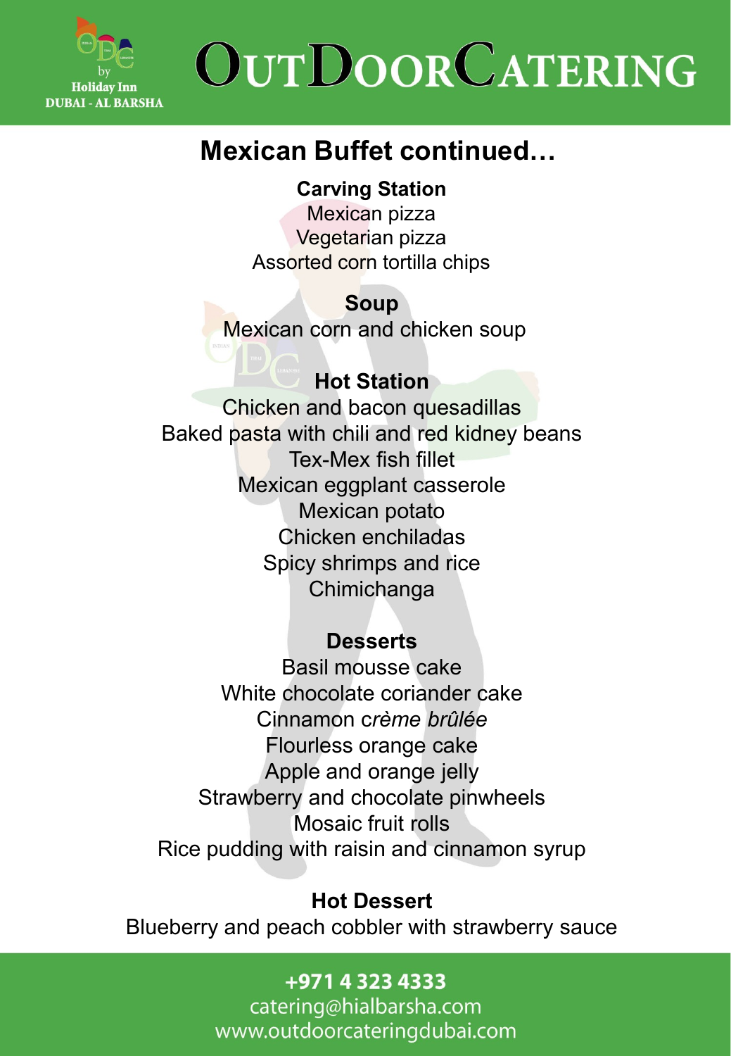# Mexican Buffet continued…

### Carving Station

Mexican pizza
Vegetarian pizza
Assorted corn tortilla chips

### Soup

Mexican corn and chicken soup

### Hot Station

Chicken and bacon quesadillas
Baked pasta with chili and red kidney beans
Tex-Mex fish fillet
Mexican eggplant casserole
Mexican potato
Chicken enchiladas
Spicy shrimps and rice
Chimichanga

### Desserts

Basil mousse cake
White chocolate coriander cake
Cinnamon *crème brûlée*
Flourless orange cake
Apple and orange jelly
Strawberry and chocolate pinwheels
Mosaic fruit rolls
Rice pudding with raisin and cinnamon syrup

### Hot Dessert

Blueberry and peach cobbler with strawberry sauce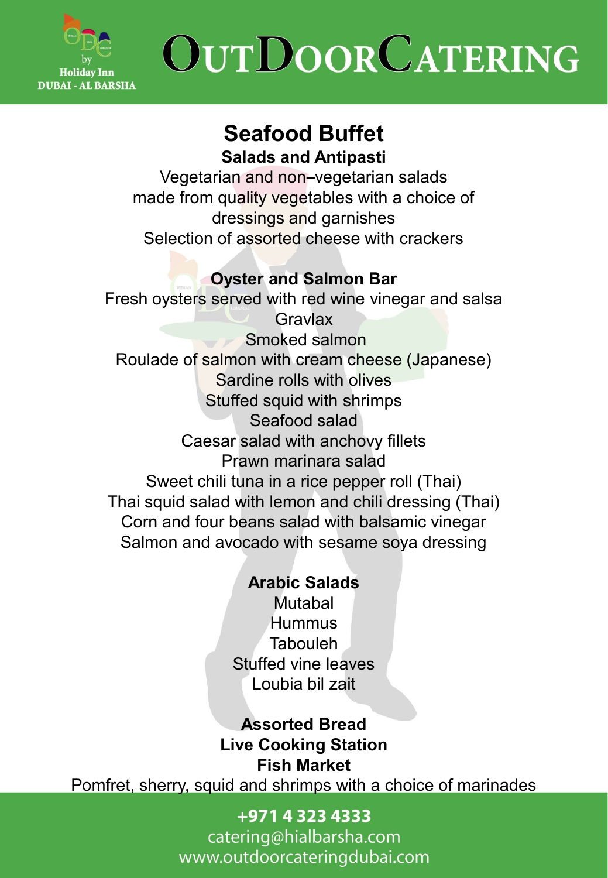# Seafood Buffet

## Salads and Antipasti

Vegetarian and non–vegetarian salads made from quality vegetables with a choice of dressings and garnishes

Selection of assorted cheese with crackers

## Oyster and Salmon Bar

Fresh oysters served with red wine vinegar and salsa

Gravlax

Smoked salmon

Roulade of salmon with cream cheese (Japanese)

Sardine rolls with olives

Stuffed squid with shrimps

Seafood salad

Caesar salad with anchovy fillets

Prawn marinara salad

Sweet chili tuna in a rice pepper roll (Thai)

Thai squid salad with lemon and chili dressing (Thai)

Corn and four beans salad with balsamic vinegar

Salmon and avocado with sesame soya dressing

## Arabic Salads

Mutabal

Hummus

Tabouleh

Stuffed vine leaves

Loubia bil zait

## Assorted Bread

## Live Cooking Station

## Fish Market

Pomfret, sherry, squid and shrimps with a choice of marinades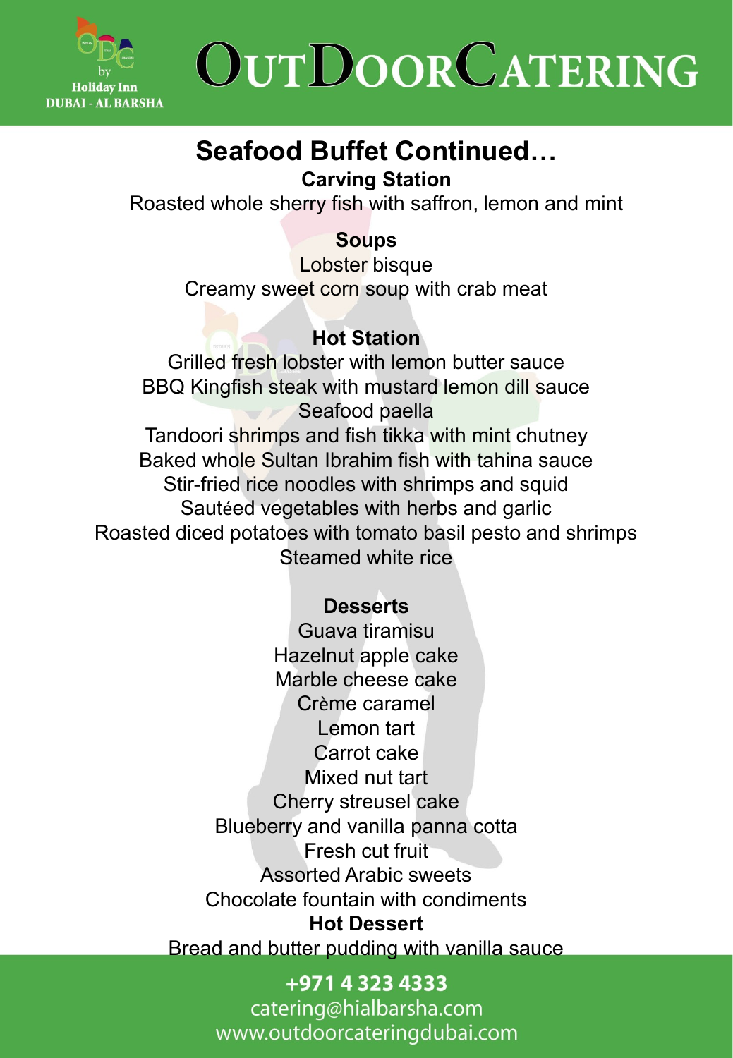# Seafood Buffet Continued…

### Carving Station

Roasted whole sherry fish with saffron, lemon and mint

### Soups

Lobster bisque
Creamy sweet corn soup with crab meat

### Hot Station

Grilled fresh lobster with lemon butter sauce
BBQ Kingfish steak with mustard lemon dill sauce
Seafood paella
Tandoori shrimps and fish tikka with mint chutney
Baked whole Sultan Ibrahim fish with tahina sauce
Stir-fried rice noodles with shrimps and squid
Sautéed vegetables with herbs and garlic
Roasted diced potatoes with tomato basil pesto and shrimps
Steamed white rice

### Desserts

Guava tiramisu
Hazelnut apple cake
Marble cheese cake
Crème caramel
Lemon tart
Carrot cake
Mixed nut tart
Cherry streusel cake
Blueberry and vanilla panna cotta
Fresh cut fruit
Assorted Arabic sweets
Chocolate fountain with condiments

### Hot Dessert

Bread and butter pudding with vanilla sauce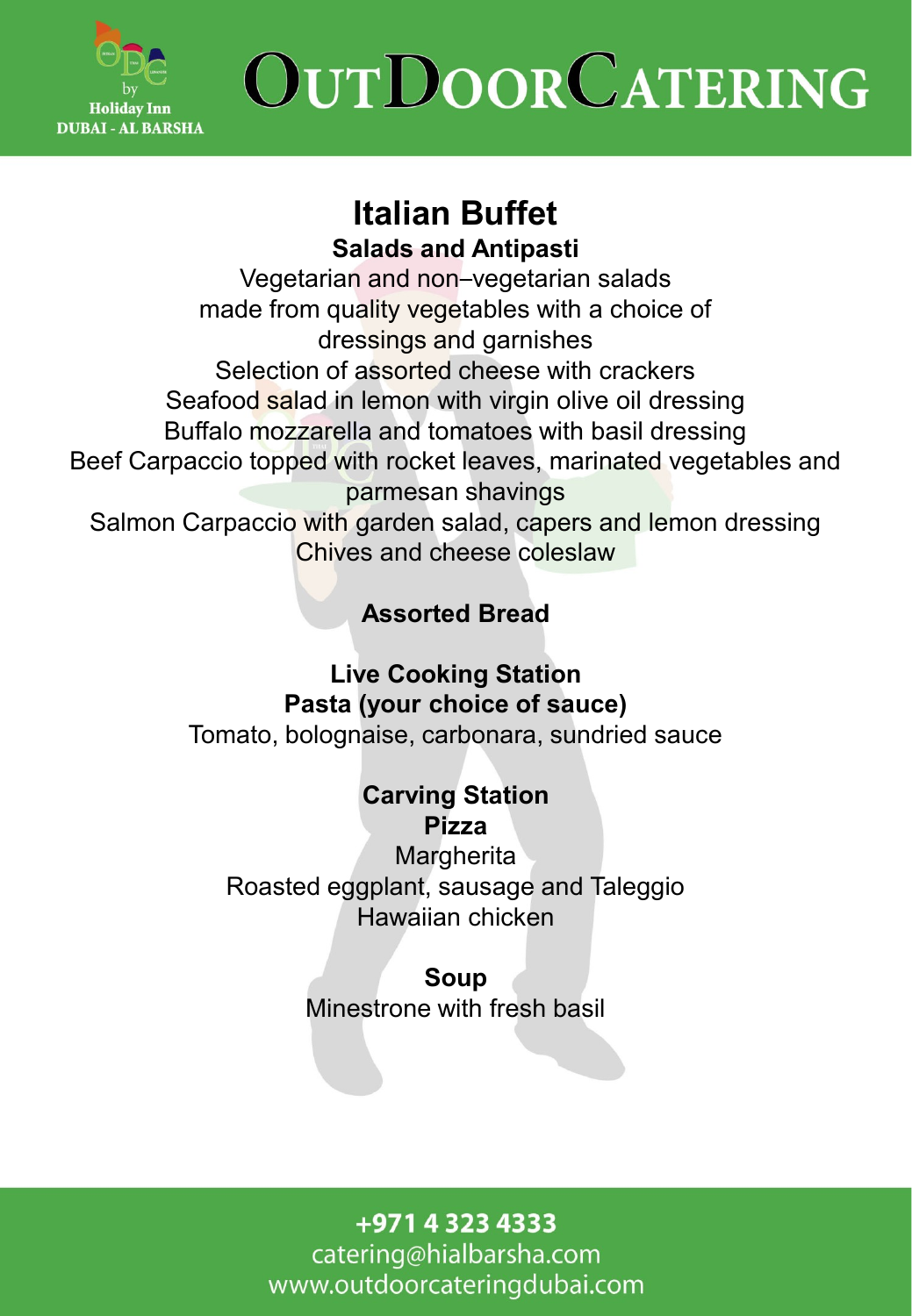# Italian Buffet

## Salads and Antipasti

Vegetarian and non–vegetarian salads made from quality vegetables with a choice of dressings and garnishes

Selection of assorted cheese with crackers

Seafood salad in lemon with virgin olive oil dressing

Buffalo mozzarella and tomatoes with basil dressing

Beef Carpaccio topped with rocket leaves, marinated vegetables and parmesan shavings

Salmon Carpaccio with garden salad, capers and lemon dressing

Chives and cheese coleslaw

## Assorted Bread

## Live Cooking Station

### Pasta (your choice of sauce)

Tomato, bolognaise, carbonara, sundried sauce

## Carving Station

### Pizza

Margherita

Roasted eggplant, sausage and Taleggio

Hawaiian chicken

## Soup

Minestrone with fresh basil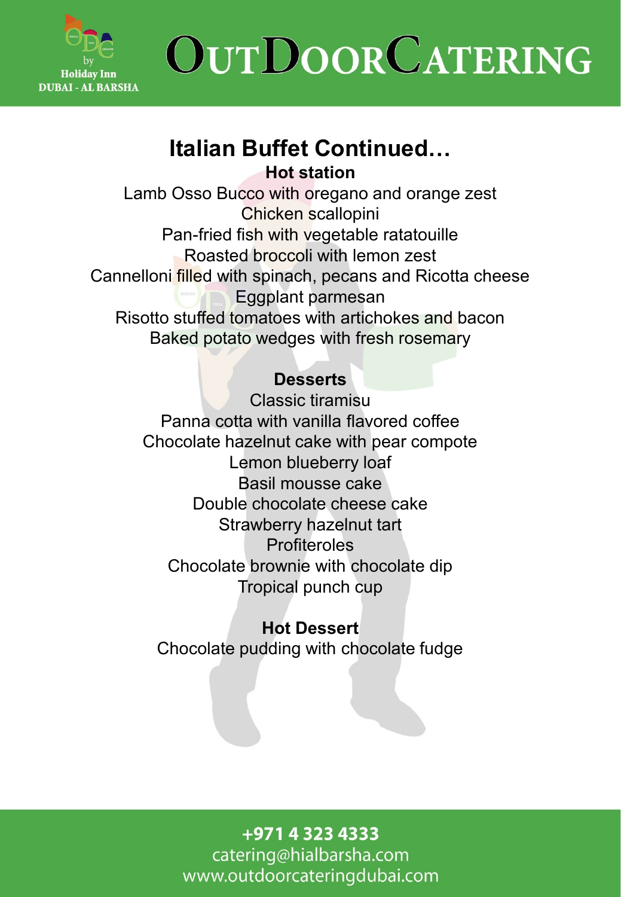# Italian Buffet Continued…

### Hot station

Lamb Osso Bucco with oregano and orange zest
Chicken scallopini
Pan-fried fish with vegetable ratatouille
Roasted broccoli with lemon zest
Cannelloni filled with spinach, pecans and Ricotta cheese
Eggplant parmesan
Risotto stuffed tomatoes with artichokes and bacon
Baked potato wedges with fresh rosemary

### Desserts

Classic tiramisu
Panna cotta with vanilla flavored coffee
Chocolate hazelnut cake with pear compote
Lemon blueberry loaf
Basil mousse cake
Double chocolate cheese cake
Strawberry hazelnut tart
Profiteroles
Chocolate brownie with chocolate dip
Tropical punch cup

### Hot Dessert

Chocolate pudding with chocolate fudge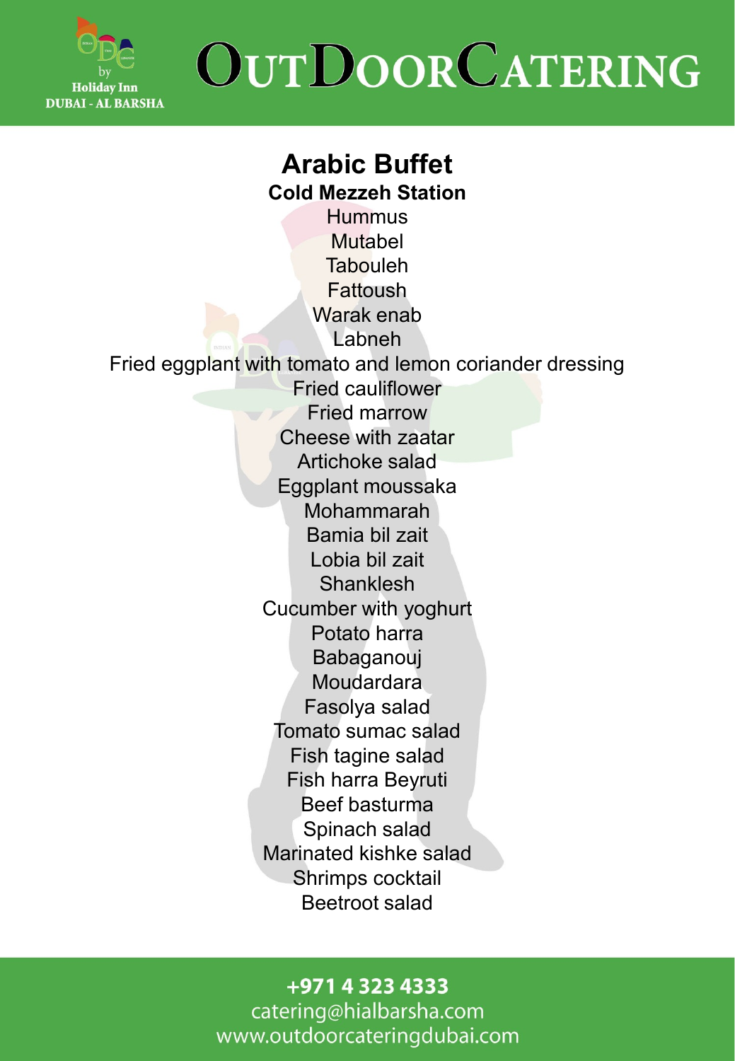# Arabic Buffet

## Cold Mezzeh Station

Hummus
Mutabel
Tabouleh
Fattoush
Warak enab
Labneh
Fried eggplant with tomato and lemon coriander dressing
Fried cauliflower
Fried marrow
Cheese with zaatar
Artichoke salad
Eggplant moussaka
Mohammarah
Bamia bil zait
Lobia bil zait
Shanklesh
Cucumber with yoghurt
Potato harra
Babaganouj
Moudardara
Fasolya salad
Tomato sumac salad
Fish tagine salad
Fish harra Beyruti
Beef basturma
Spinach salad
Marinated kishke salad
Shrimps cocktail
Beetroot salad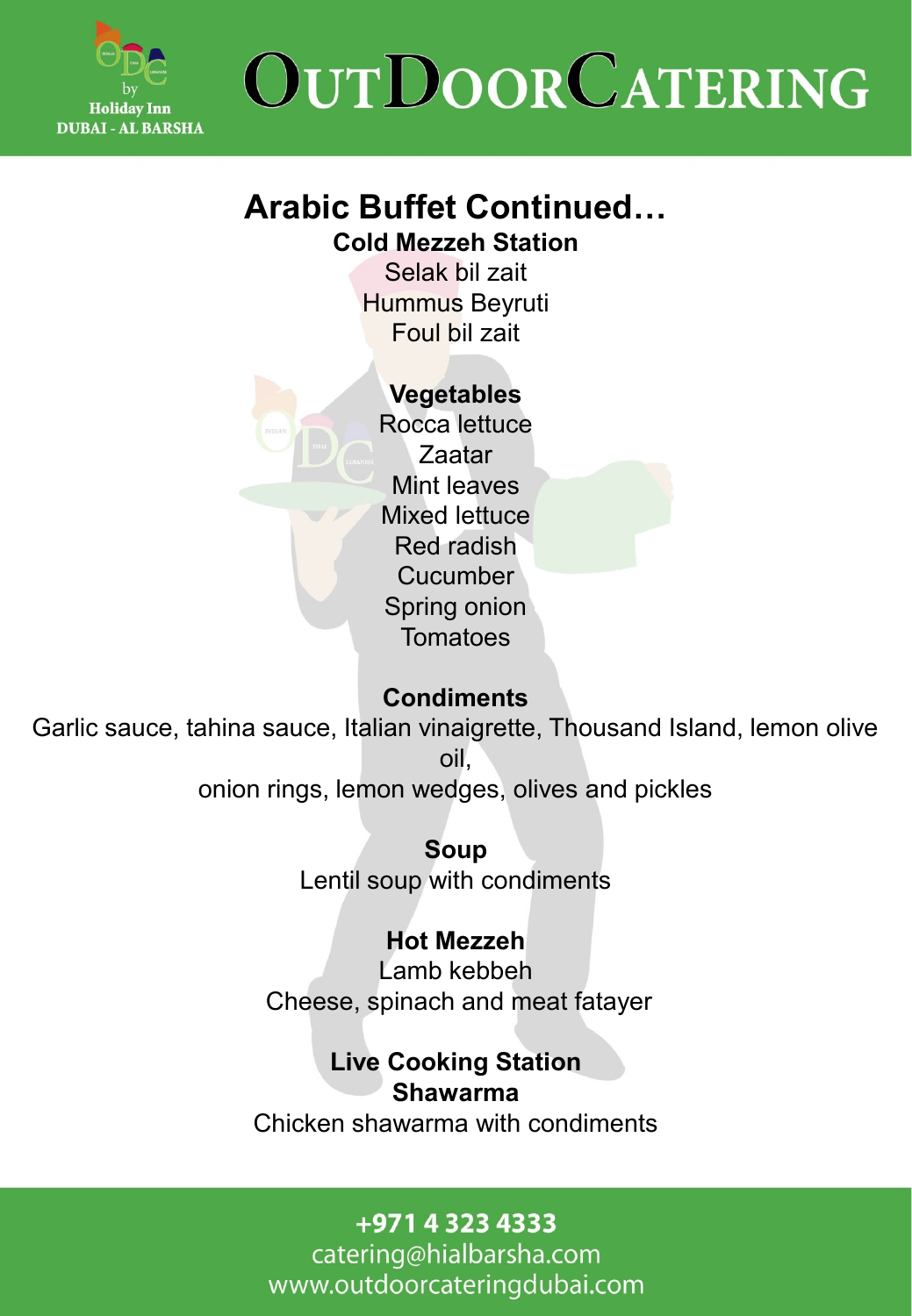## Arabic Buffet Continued…

### Cold Mezzeh Station

Selak bil zait
Hummus Beyruti
Foul bil zait

### Vegetables

Rocca lettuce
Zaatar
Mint leaves
Mixed lettuce
Red radish
Cucumber
Spring onion
Tomatoes

### Condiments

Garlic sauce, tahina sauce, Italian vinaigrette, Thousand Island, lemon olive oil,
onion rings, lemon wedges, olives and pickles

### Soup

Lentil soup with condiments

### Hot Mezzeh

Lamb kebbeh
Cheese, spinach and meat fatayer

### Live Cooking Station

**Shawarma**

Chicken shawarma with condiments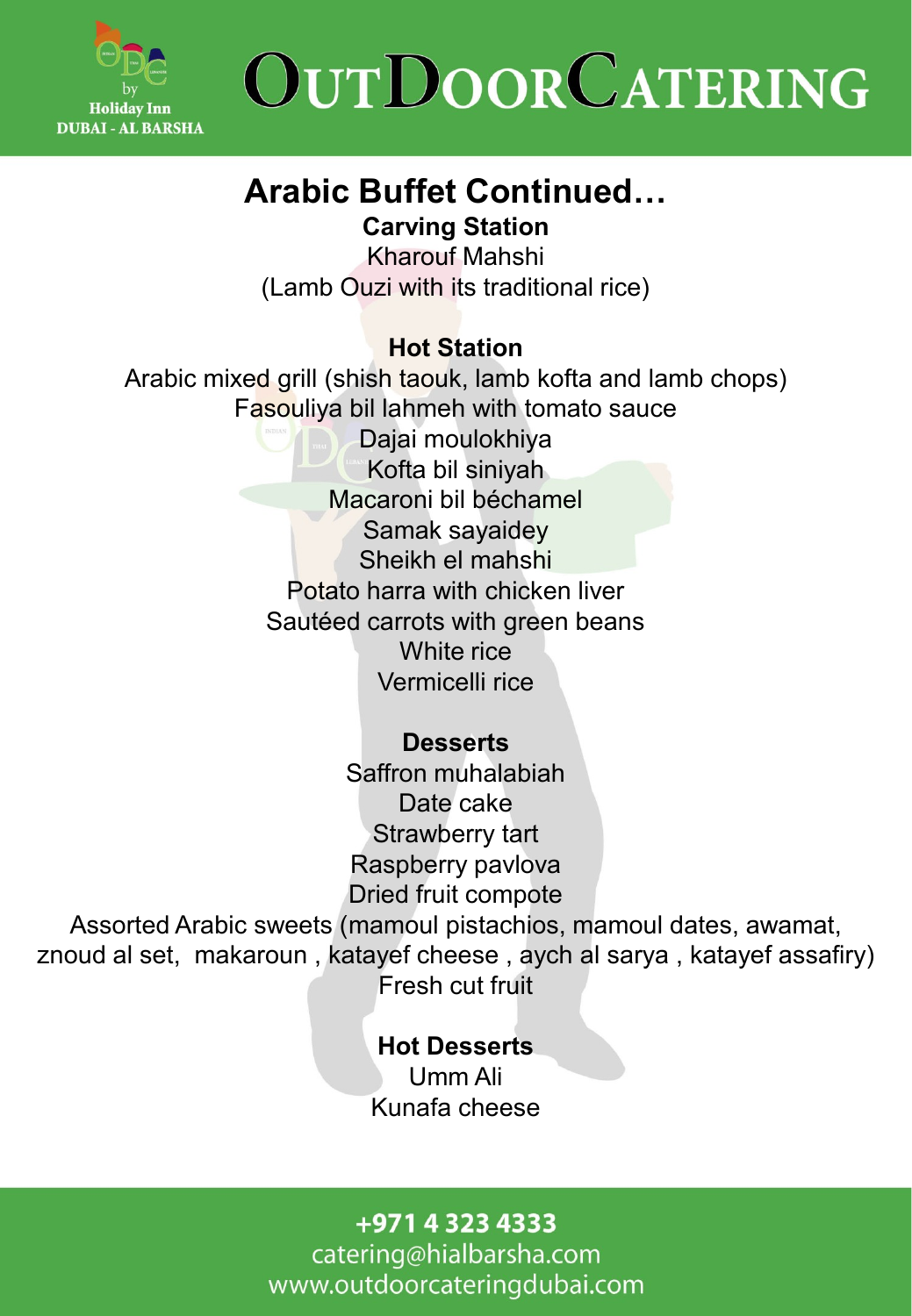## Arabic Buffet Continued…

### Carving Station

Kharouf Mahshi
(Lamb Ouzi with its traditional rice)

### Hot Station

Arabic mixed grill (shish taouk, lamb kofta and lamb chops)
Fasouliya bil lahmeh with tomato sauce
Dajai moulokhiya
Kofta bil siniyah
Macaroni bil béchamel
Samak sayaidey
Sheikh el mahshi
Potato harra with chicken liver
Sautéed carrots with green beans
White rice
Vermicelli rice

### Desserts

Saffron muhalabiah
Date cake
Strawberry tart
Raspberry pavlova
Dried fruit compote
Assorted Arabic sweets (mamoul pistachios, mamoul dates, awamat, znoud al set, makaroun , katayef cheese , aych al sarya , katayef assafiry)
Fresh cut fruit

### Hot Desserts

Umm Ali
Kunafa cheese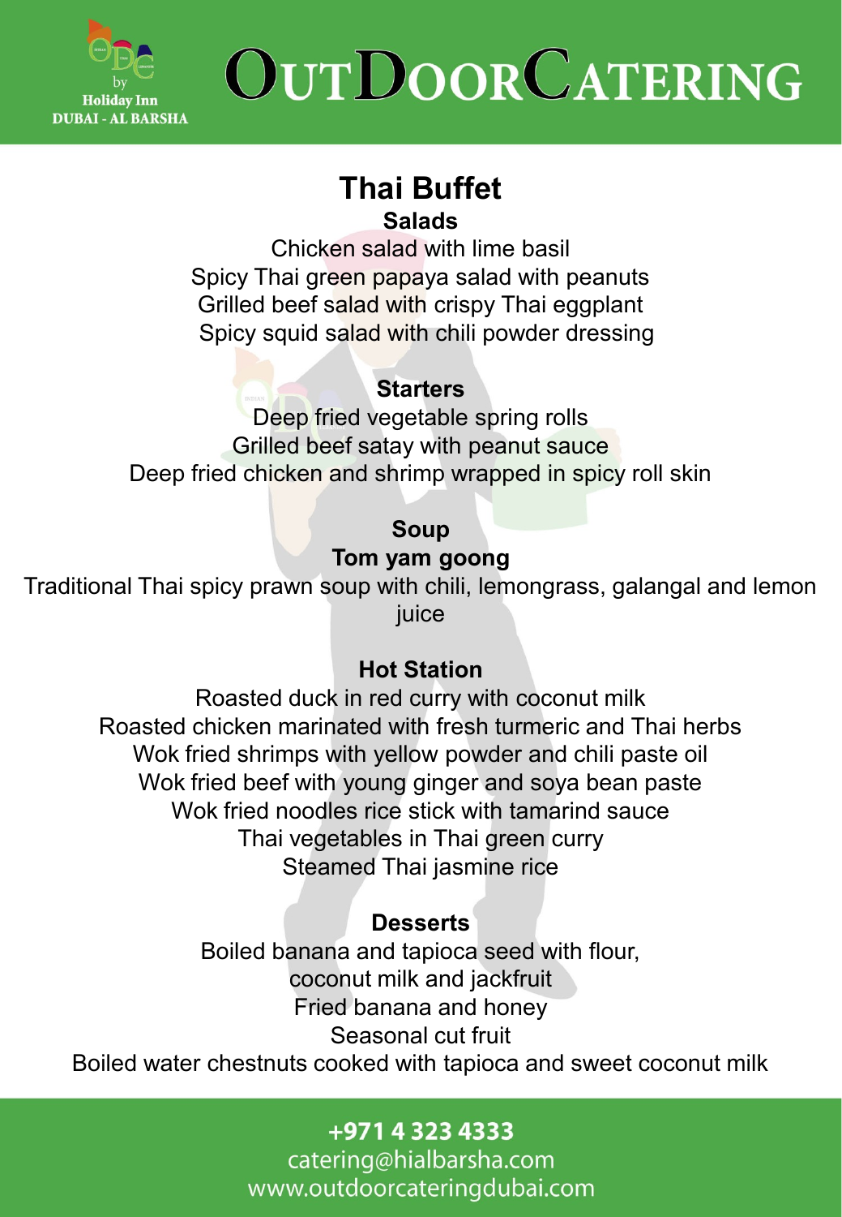# OutDoorCatering

ODC by Holiday Inn DUBAI - AL BARSHA

## Thai Buffet

### Salads

Chicken salad with lime basil
Spicy Thai green papaya salad with peanuts
Grilled beef salad with crispy Thai eggplant
Spicy squid salad with chili powder dressing

### Starters

Deep fried vegetable spring rolls
Grilled beef satay with peanut sauce
Deep fried chicken and shrimp wrapped in spicy roll skin

### Soup

**Tom yam goong**

Traditional Thai spicy prawn soup with chili, lemongrass, galangal and lemon juice

### Hot Station

Roasted duck in red curry with coconut milk
Roasted chicken marinated with fresh turmeric and Thai herbs
Wok fried shrimps with yellow powder and chili paste oil
Wok fried beef with young ginger and soya bean paste
Wok fried noodles rice stick with tamarind sauce
Thai vegetables in Thai green curry
Steamed Thai jasmine rice

### Desserts

Boiled banana and tapioca seed with flour, coconut milk and jackfruit
Fried banana and honey
Seasonal cut fruit
Boiled water chestnuts cooked with tapioca and sweet coconut milk

+971 4 323 4333
catering@hialbarsha.com
www.outdoorcateringdubai.com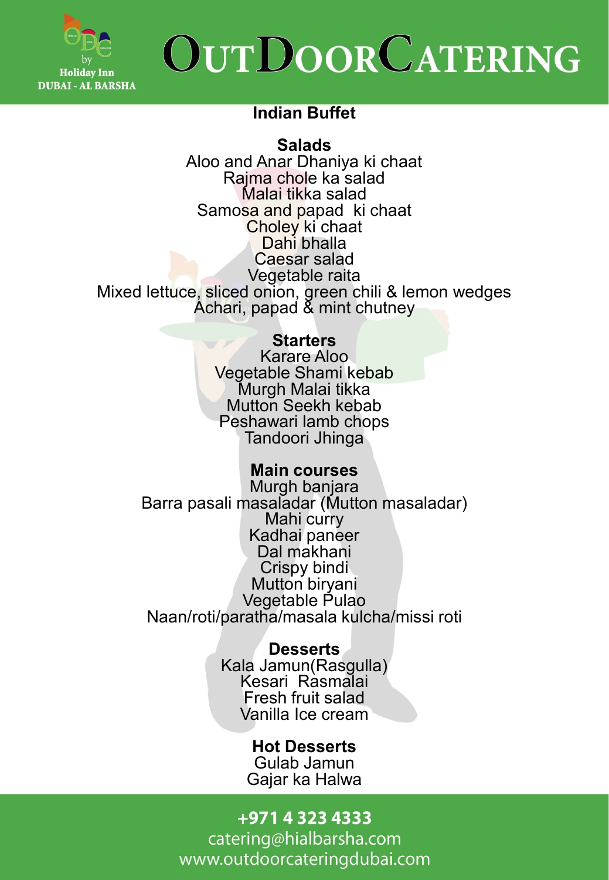# OutDoorCatering

by Holiday Inn
DUBAI - AL BARSHA

## Indian Buffet

### Salads

Aloo and Anar Dhaniya ki chaat
Rajma chole ka salad
Malai tikka salad
Samosa and papad ki chaat
Choley ki chaat
Dahi bhalla
Caesar salad
Vegetable raita
Mixed lettuce, sliced onion, green chili & lemon wedges
Achari, papad & mint chutney

### Starters

Karare Aloo
Vegetable Shami kebab
Murgh Malai tikka
Mutton Seekh kebab
Peshawari lamb chops
Tandoori Jhinga

### Main courses

Murgh banjara
Barra pasali masaladar (Mutton masaladar)
Mahi curry
Kadhai paneer
Dal makhani
Crispy bindi
Mutton biryani
Vegetable Pulao
Naan/roti/paratha/masala kulcha/missi roti

### Desserts

Kala Jamun(Rasgulla)
Kesari Rasmalai
Fresh fruit salad
Vanilla Ice cream

### Hot Desserts

Gulab Jamun
Gajar ka Halwa

+971 4 323 4333
catering@hialbarsha.com
www.outdoorcateringdubai.com